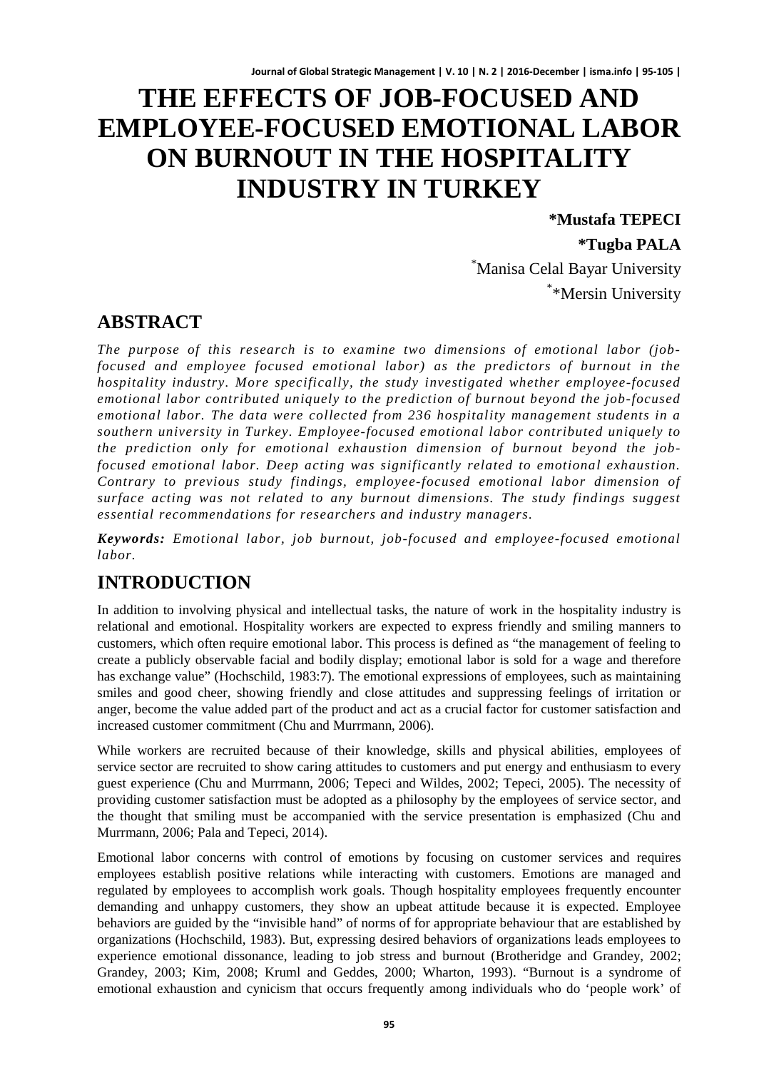# THE EFFECTS OF JOB-FOCUSED AND EMPLOYEE-FOCUSED EMOTIONAL LABOR ON BURNOUT IN THE HOSPITALITY INDUSTRY IN TURKEY

**\*Mustafa TEPECI**

**\*Tugba PALA**

[*]Manisa Celal Bayar University

[*]*Mersin University

## ABSTRACT

*The purpose of this research is to examine two dimensions of emotional labor (job-focused and employee focused emotional labor) as the predictors of burnout in the hospitality industry. More specifically, the study investigated whether employee-focused emotional labor contributed uniquely to the prediction of burnout beyond the job-focused emotional labor. The data were collected from 236 hospitality management students in a southern university in Turkey. Employee-focused emotional labor contributed uniquely to the prediction only for emotional exhaustion dimension of burnout beyond the job-focused emotional labor. Deep acting was significantly related to emotional exhaustion. Contrary to previous study findings, employee-focused emotional labor dimension of surface acting was not related to any burnout dimensions. The study findings suggest essential recommendations for researchers and industry managers.*

***Keywords:*** *Emotional labor, job burnout, job-focused and employee-focused emotional labor.*

## INTRODUCTION

In addition to involving physical and intellectual tasks, the nature of work in the hospitality industry is relational and emotional. Hospitality workers are expected to express friendly and smiling manners to customers, which often require emotional labor. This process is defined as "the management of feeling to create a publicly observable facial and bodily display; emotional labor is sold for a wage and therefore has exchange value" (Hochschild, 1983:7). The emotional expressions of employees, such as maintaining smiles and good cheer, showing friendly and close attitudes and suppressing feelings of irritation or anger, become the value added part of the product and act as a crucial factor for customer satisfaction and increased customer commitment (Chu and Murrmann, 2006).

While workers are recruited because of their knowledge, skills and physical abilities, employees of service sector are recruited to show caring attitudes to customers and put energy and enthusiasm to every guest experience (Chu and Murrmann, 2006; Tepeci and Wildes, 2002; Tepeci, 2005). The necessity of providing customer satisfaction must be adopted as a philosophy by the employees of service sector, and the thought that smiling must be accompanied with the service presentation is emphasized (Chu and Murrmann, 2006; Pala and Tepeci, 2014).

Emotional labor concerns with control of emotions by focusing on customer services and requires employees establish positive relations while interacting with customers. Emotions are managed and regulated by employees to accomplish work goals. Though hospitality employees frequently encounter demanding and unhappy customers, they show an upbeat attitude because it is expected. Employee behaviors are guided by the "invisible hand" of norms of for appropriate behaviour that are established by organizations (Hochschild, 1983). But, expressing desired behaviors of organizations leads employees to experience emotional dissonance, leading to job stress and burnout (Brotheridge and Grandey, 2002; Grandey, 2003; Kim, 2008; Kruml and Geddes, 2000; Wharton, 1993). "Burnout is a syndrome of emotional exhaustion and cynicism that occurs frequently among individuals who do 'people work' of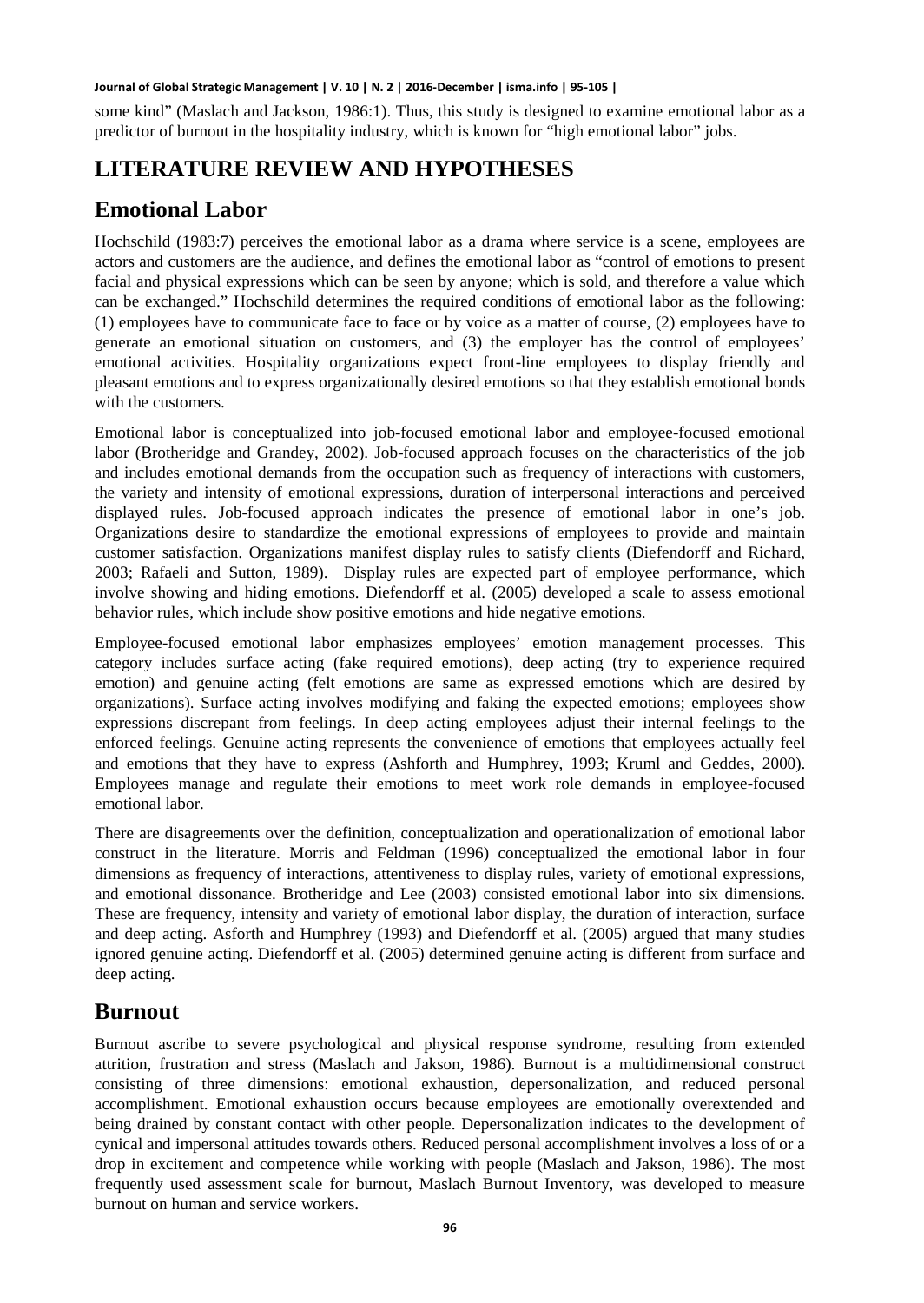some kind" (Maslach and Jackson, 1986:1). Thus, this study is designed to examine emotional labor as a predictor of burnout in the hospitality industry, which is known for "high emotional labor" jobs.

# LITERATURE REVIEW AND HYPOTHESES

## Emotional Labor

Hochschild (1983:7) perceives the emotional labor as a drama where service is a scene, employees are actors and customers are the audience, and defines the emotional labor as "control of emotions to present facial and physical expressions which can be seen by anyone; which is sold, and therefore a value which can be exchanged." Hochschild determines the required conditions of emotional labor as the following: (1) employees have to communicate face to face or by voice as a matter of course, (2) employees have to generate an emotional situation on customers, and (3) the employer has the control of employees' emotional activities. Hospitality organizations expect front-line employees to display friendly and pleasant emotions and to express organizationally desired emotions so that they establish emotional bonds with the customers.

Emotional labor is conceptualized into job-focused emotional labor and employee-focused emotional labor (Brotheridge and Grandey, 2002). Job-focused approach focuses on the characteristics of the job and includes emotional demands from the occupation such as frequency of interactions with customers, the variety and intensity of emotional expressions, duration of interpersonal interactions and perceived displayed rules. Job-focused approach indicates the presence of emotional labor in one's job. Organizations desire to standardize the emotional expressions of employees to provide and maintain customer satisfaction. Organizations manifest display rules to satisfy clients (Diefendorff and Richard, 2003; Rafaeli and Sutton, 1989). Display rules are expected part of employee performance, which involve showing and hiding emotions. Diefendorff et al. (2005) developed a scale to assess emotional behavior rules, which include show positive emotions and hide negative emotions.

Employee-focused emotional labor emphasizes employees' emotion management processes. This category includes surface acting (fake required emotions), deep acting (try to experience required emotion) and genuine acting (felt emotions are same as expressed emotions which are desired by organizations). Surface acting involves modifying and faking the expected emotions; employees show expressions discrepant from feelings. In deep acting employees adjust their internal feelings to the enforced feelings. Genuine acting represents the convenience of emotions that employees actually feel and emotions that they have to express (Ashforth and Humphrey, 1993; Kruml and Geddes, 2000). Employees manage and regulate their emotions to meet work role demands in employee-focused emotional labor.

There are disagreements over the definition, conceptualization and operationalization of emotional labor construct in the literature. Morris and Feldman (1996) conceptualized the emotional labor in four dimensions as frequency of interactions, attentiveness to display rules, variety of emotional expressions, and emotional dissonance. Brotheridge and Lee (2003) consisted emotional labor into six dimensions. These are frequency, intensity and variety of emotional labor display, the duration of interaction, surface and deep acting. Asforth and Humphrey (1993) and Diefendorff et al. (2005) argued that many studies ignored genuine acting. Diefendorff et al. (2005) determined genuine acting is different from surface and deep acting.

## Burnout

Burnout ascribe to severe psychological and physical response syndrome, resulting from extended attrition, frustration and stress (Maslach and Jakson, 1986). Burnout is a multidimensional construct consisting of three dimensions: emotional exhaustion, depersonalization, and reduced personal accomplishment. Emotional exhaustion occurs because employees are emotionally overextended and being drained by constant contact with other people. Depersonalization indicates to the development of cynical and impersonal attitudes towards others. Reduced personal accomplishment involves a loss of or a drop in excitement and competence while working with people (Maslach and Jakson, 1986). The most frequently used assessment scale for burnout, Maslach Burnout Inventory, was developed to measure burnout on human and service workers.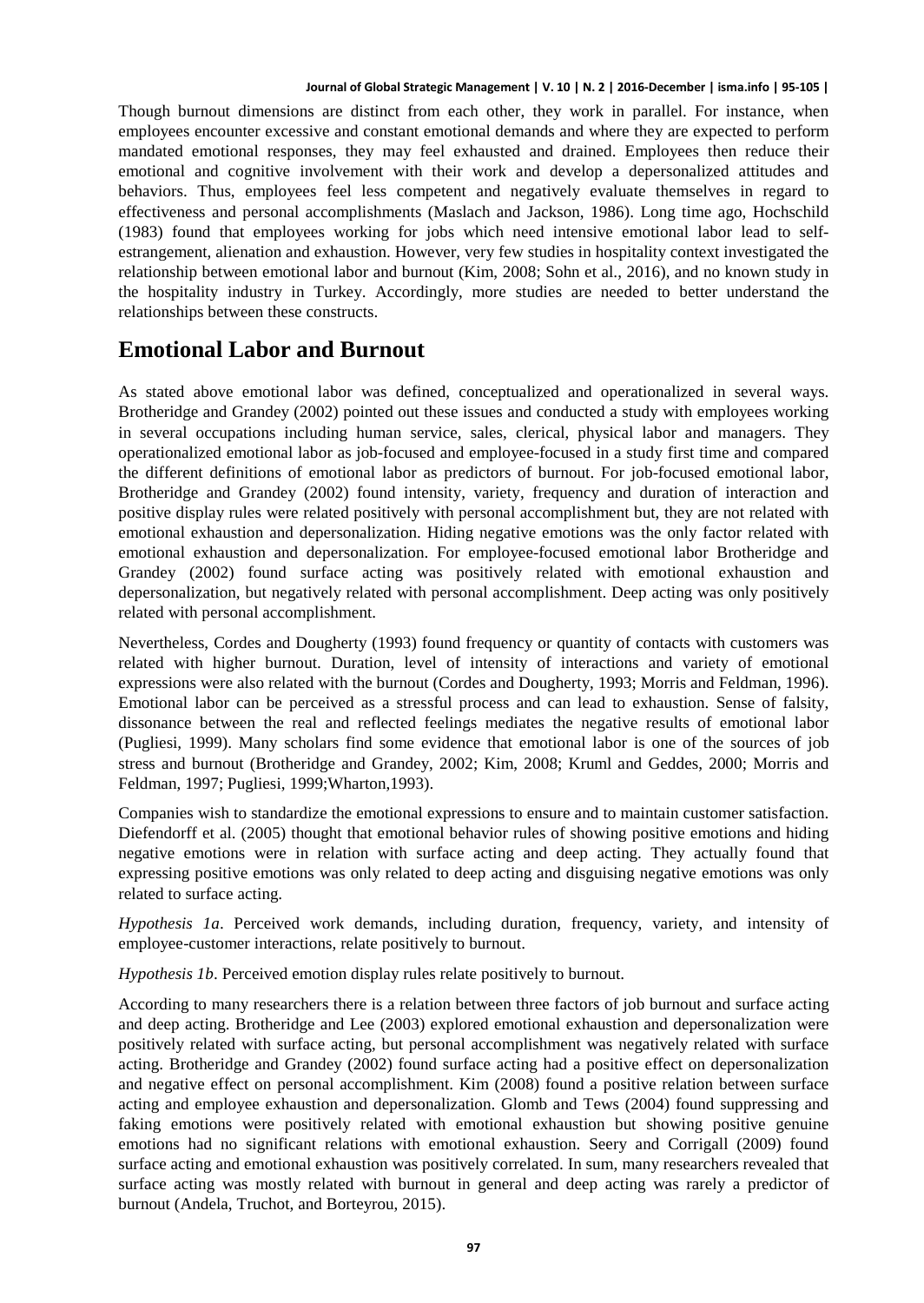Though burnout dimensions are distinct from each other, they work in parallel. For instance, when employees encounter excessive and constant emotional demands and where they are expected to perform mandated emotional responses, they may feel exhausted and drained. Employees then reduce their emotional and cognitive involvement with their work and develop a depersonalized attitudes and behaviors. Thus, employees feel less competent and negatively evaluate themselves in regard to effectiveness and personal accomplishments (Maslach and Jackson, 1986). Long time ago, Hochschild (1983) found that employees working for jobs which need intensive emotional labor lead to self-estrangement, alienation and exhaustion. However, very few studies in hospitality context investigated the relationship between emotional labor and burnout (Kim, 2008; Sohn et al., 2016), and no known study in the hospitality industry in Turkey. Accordingly, more studies are needed to better understand the relationships between these constructs.

## Emotional Labor and Burnout

As stated above emotional labor was defined, conceptualized and operationalized in several ways. Brotheridge and Grandey (2002) pointed out these issues and conducted a study with employees working in several occupations including human service, sales, clerical, physical labor and managers. They operationalized emotional labor as job-focused and employee-focused in a study first time and compared the different definitions of emotional labor as predictors of burnout. For job-focused emotional labor, Brotheridge and Grandey (2002) found intensity, variety, frequency and duration of interaction and positive display rules were related positively with personal accomplishment but, they are not related with emotional exhaustion and depersonalization. Hiding negative emotions was the only factor related with emotional exhaustion and depersonalization. For employee-focused emotional labor Brotheridge and Grandey (2002) found surface acting was positively related with emotional exhaustion and depersonalization, but negatively related with personal accomplishment. Deep acting was only positively related with personal accomplishment.

Nevertheless, Cordes and Dougherty (1993) found frequency or quantity of contacts with customers was related with higher burnout. Duration, level of intensity of interactions and variety of emotional expressions were also related with the burnout (Cordes and Dougherty, 1993; Morris and Feldman, 1996). Emotional labor can be perceived as a stressful process and can lead to exhaustion. Sense of falsity, dissonance between the real and reflected feelings mediates the negative results of emotional labor (Pugliesi, 1999). Many scholars find some evidence that emotional labor is one of the sources of job stress and burnout (Brotheridge and Grandey, 2002; Kim, 2008; Kruml and Geddes, 2000; Morris and Feldman, 1997; Pugliesi, 1999;Wharton,1993).

Companies wish to standardize the emotional expressions to ensure and to maintain customer satisfaction. Diefendorff et al. (2005) thought that emotional behavior rules of showing positive emotions and hiding negative emotions were in relation with surface acting and deep acting. They actually found that expressing positive emotions was only related to deep acting and disguising negative emotions was only related to surface acting.

*Hypothesis 1a*. Perceived work demands, including duration, frequency, variety, and intensity of employee-customer interactions, relate positively to burnout.

*Hypothesis 1b*. Perceived emotion display rules relate positively to burnout.

According to many researchers there is a relation between three factors of job burnout and surface acting and deep acting. Brotheridge and Lee (2003) explored emotional exhaustion and depersonalization were positively related with surface acting, but personal accomplishment was negatively related with surface acting. Brotheridge and Grandey (2002) found surface acting had a positive effect on depersonalization and negative effect on personal accomplishment. Kim (2008) found a positive relation between surface acting and employee exhaustion and depersonalization. Glomb and Tews (2004) found suppressing and faking emotions were positively related with emotional exhaustion but showing positive genuine emotions had no significant relations with emotional exhaustion. Seery and Corrigall (2009) found surface acting and emotional exhaustion was positively correlated. In sum, many researchers revealed that surface acting was mostly related with burnout in general and deep acting was rarely a predictor of burnout (Andela, Truchot, and Borteyrou, 2015).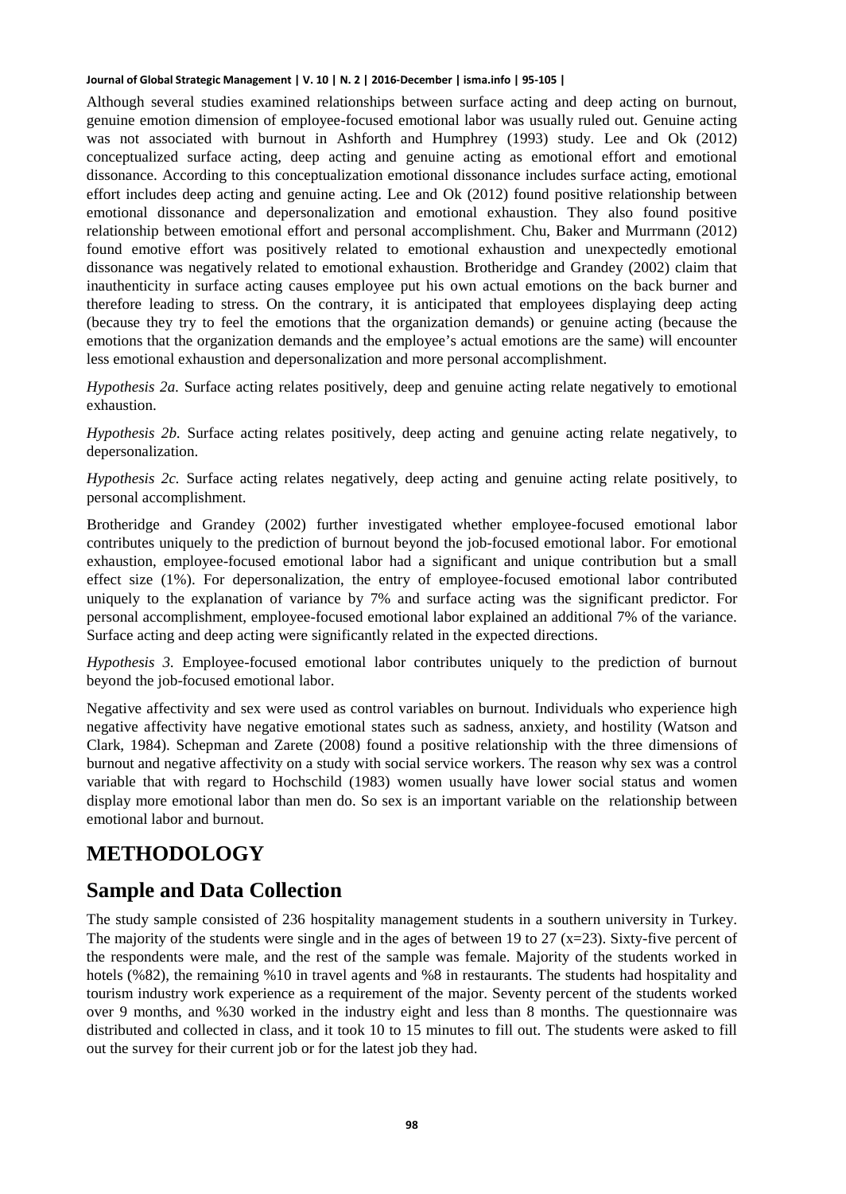Although several studies examined relationships between surface acting and deep acting on burnout, genuine emotion dimension of employee-focused emotional labor was usually ruled out. Genuine acting was not associated with burnout in Ashforth and Humphrey (1993) study. Lee and Ok (2012) conceptualized surface acting, deep acting and genuine acting as emotional effort and emotional dissonance. According to this conceptualization emotional dissonance includes surface acting, emotional effort includes deep acting and genuine acting. Lee and Ok (2012) found positive relationship between emotional dissonance and depersonalization and emotional exhaustion. They also found positive relationship between emotional effort and personal accomplishment. Chu, Baker and Murrmann (2012) found emotive effort was positively related to emotional exhaustion and unexpectedly emotional dissonance was negatively related to emotional exhaustion. Brotheridge and Grandey (2002) claim that inauthenticity in surface acting causes employee put his own actual emotions on the back burner and therefore leading to stress. On the contrary, it is anticipated that employees displaying deep acting (because they try to feel the emotions that the organization demands) or genuine acting (because the emotions that the organization demands and the employee's actual emotions are the same) will encounter less emotional exhaustion and depersonalization and more personal accomplishment.

*Hypothesis 2a.* Surface acting relates positively, deep and genuine acting relate negatively to emotional exhaustion.

*Hypothesis 2b.* Surface acting relates positively, deep acting and genuine acting relate negatively, to depersonalization.

*Hypothesis 2c.* Surface acting relates negatively, deep acting and genuine acting relate positively, to personal accomplishment.

Brotheridge and Grandey (2002) further investigated whether employee-focused emotional labor contributes uniquely to the prediction of burnout beyond the job-focused emotional labor. For emotional exhaustion, employee-focused emotional labor had a significant and unique contribution but a small effect size (1%). For depersonalization, the entry of employee-focused emotional labor contributed uniquely to the explanation of variance by 7% and surface acting was the significant predictor. For personal accomplishment, employee-focused emotional labor explained an additional 7% of the variance. Surface acting and deep acting were significantly related in the expected directions.

*Hypothesis 3.* Employee-focused emotional labor contributes uniquely to the prediction of burnout beyond the job-focused emotional labor.

Negative affectivity and sex were used as control variables on burnout. Individuals who experience high negative affectivity have negative emotional states such as sadness, anxiety, and hostility (Watson and Clark, 1984). Schepman and Zarete (2008) found a positive relationship with the three dimensions of burnout and negative affectivity on a study with social service workers. The reason why sex was a control variable that with regard to Hochschild (1983) women usually have lower social status and women display more emotional labor than men do. So sex is an important variable on the relationship between emotional labor and burnout.

# METHODOLOGY

## Sample and Data Collection

The study sample consisted of 236 hospitality management students in a southern university in Turkey. The majority of the students were single and in the ages of between 19 to 27 (x=23). Sixty-five percent of the respondents were male, and the rest of the sample was female. Majority of the students worked in hotels (%82), the remaining %10 in travel agents and %8 in restaurants. The students had hospitality and tourism industry work experience as a requirement of the major. Seventy percent of the students worked over 9 months, and %30 worked in the industry eight and less than 8 months. The questionnaire was distributed and collected in class, and it took 10 to 15 minutes to fill out. The students were asked to fill out the survey for their current job or for the latest job they had.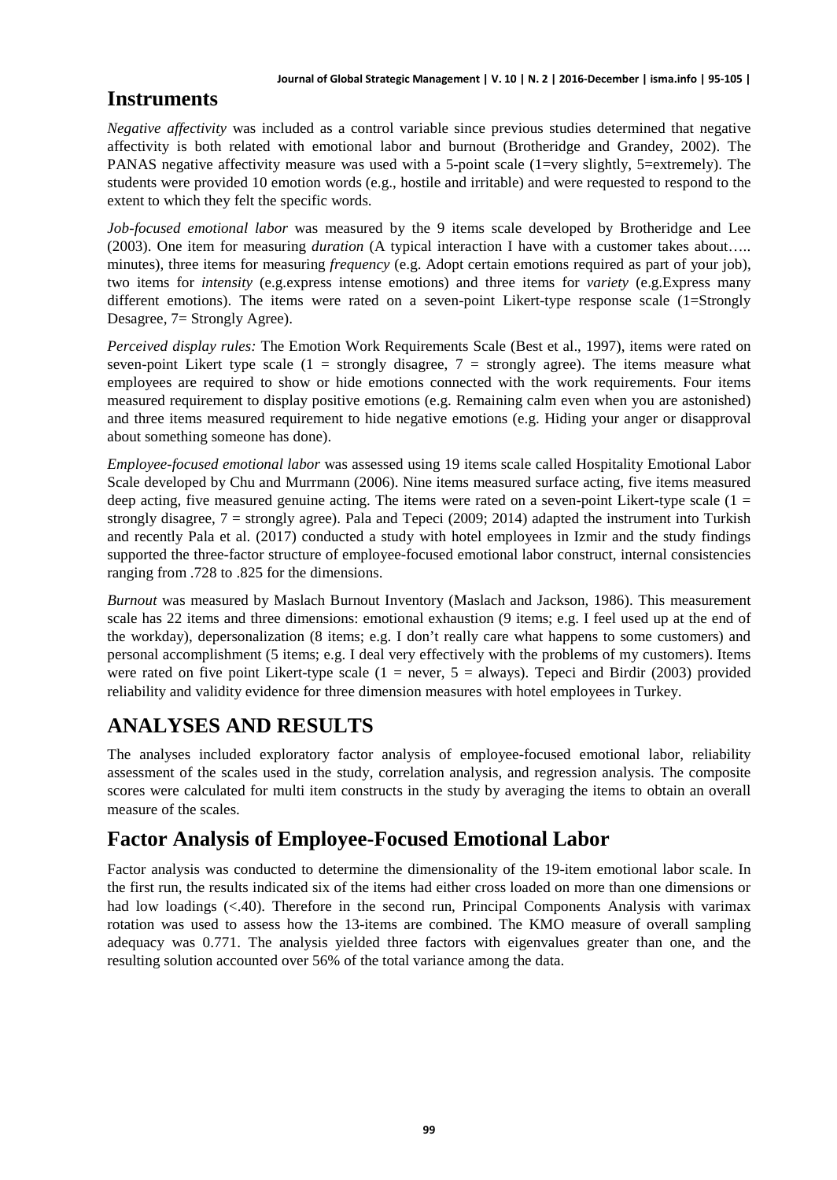## Instruments

*Negative affectivity* was included as a control variable since previous studies determined that negative affectivity is both related with emotional labor and burnout (Brotheridge and Grandey, 2002). The PANAS negative affectivity measure was used with a 5-point scale (1=very slightly, 5=extremely). The students were provided 10 emotion words (e.g., hostile and irritable) and were requested to respond to the extent to which they felt the specific words.

*Job-focused emotional labor* was measured by the 9 items scale developed by Brotheridge and Lee (2003). One item for measuring *duration* (A typical interaction I have with a customer takes about….. minutes), three items for measuring *frequency* (e.g. Adopt certain emotions required as part of your job), two items for *intensity* (e.g.express intense emotions) and three items for *variety* (e.g.Express many different emotions). The items were rated on a seven-point Likert-type response scale (1=Strongly Desagree, 7= Strongly Agree).

*Perceived display rules:* The Emotion Work Requirements Scale (Best et al., 1997), items were rated on seven-point Likert type scale (1 = strongly disagree, 7 = strongly agree). The items measure what employees are required to show or hide emotions connected with the work requirements. Four items measured requirement to display positive emotions (e.g. Remaining calm even when you are astonished) and three items measured requirement to hide negative emotions (e.g. Hiding your anger or disapproval about something someone has done).

*Employee-focused emotional labor* was assessed using 19 items scale called Hospitality Emotional Labor Scale developed by Chu and Murrmann (2006). Nine items measured surface acting, five items measured deep acting, five measured genuine acting. The items were rated on a seven-point Likert-type scale (1 = strongly disagree, 7 = strongly agree). Pala and Tepeci (2009; 2014) adapted the instrument into Turkish and recently Pala et al. (2017) conducted a study with hotel employees in Izmir and the study findings supported the three-factor structure of employee-focused emotional labor construct, internal consistencies ranging from .728 to .825 for the dimensions.

*Burnout* was measured by Maslach Burnout Inventory (Maslach and Jackson, 1986). This measurement scale has 22 items and three dimensions: emotional exhaustion (9 items; e.g. I feel used up at the end of the workday), depersonalization (8 items; e.g. I don't really care what happens to some customers) and personal accomplishment (5 items; e.g. I deal very effectively with the problems of my customers). Items were rated on five point Likert-type scale (1 = never, 5 = always). Tepeci and Birdir (2003) provided reliability and validity evidence for three dimension measures with hotel employees in Turkey.

## ANALYSES AND RESULTS

The analyses included exploratory factor analysis of employee-focused emotional labor, reliability assessment of the scales used in the study, correlation analysis, and regression analysis. The composite scores were calculated for multi item constructs in the study by averaging the items to obtain an overall measure of the scales.

## Factor Analysis of Employee-Focused Emotional Labor

Factor analysis was conducted to determine the dimensionality of the 19-item emotional labor scale. In the first run, the results indicated six of the items had either cross loaded on more than one dimensions or had low loadings (<.40). Therefore in the second run, Principal Components Analysis with varimax rotation was used to assess how the 13-items are combined. The KMO measure of overall sampling adequacy was 0.771. The analysis yielded three factors with eigenvalues greater than one, and the resulting solution accounted over 56% of the total variance among the data.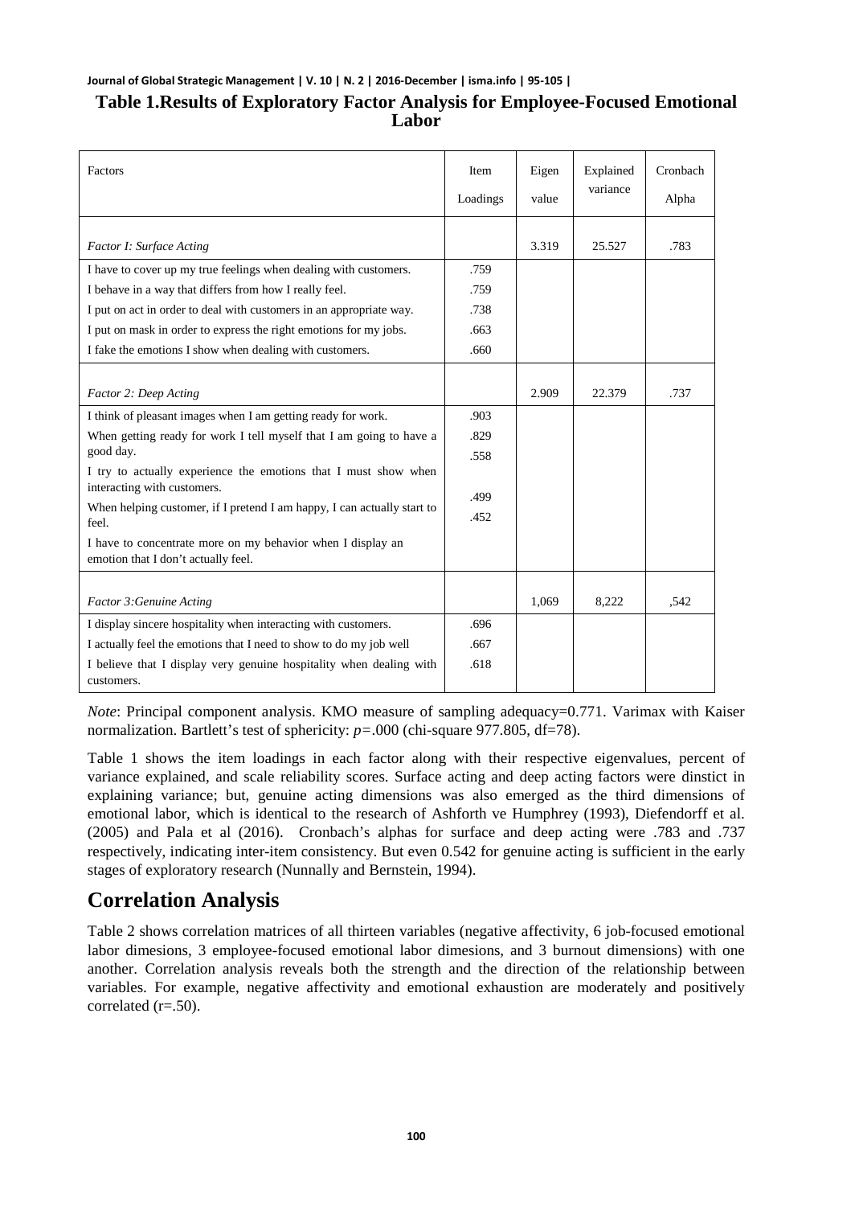**Table 1.Results of Exploratory Factor Analysis for Employee-Focused Emotional Labor**

| Factors | Item Loadings | Eigen value | Explained variance | Cronbach Alpha |
|---|---|---|---|---|
| *Factor I: Surface Acting* | | 3.319 | 25.527 | .783 |
| I have to cover up my true feelings when dealing with customers. | .759 | | | |
| I behave in a way that differs from how I really feel. | .759 | | | |
| I put on act in order to deal with customers in an appropriate way. | .738 | | | |
| I put on mask in order to express the right emotions for my jobs. | .663 | | | |
| I fake the emotions I show when dealing with customers. | .660 | | | |
| *Factor 2: Deep Acting* | | 2.909 | 22.379 | .737 |
| I think of pleasant images when I am getting ready for work. | .903 | | | |
| When getting ready for work I tell myself that I am going to have a good day. | .829 | | | |
| I try to actually experience the emotions that I must show when interacting with customers. | .558 | | | |
| When helping customer, if I pretend I am happy, I can actually start to feel. | .499 | | | |
| I have to concentrate more on my behavior when I display an emotion that I don't actually feel. | .452 | | | |
| *Factor 3:Genuine Acting* | | 1,069 | 8,222 | ,542 |
| I display sincere hospitality when interacting with customers. | .696 | | | |
| I actually feel the emotions that I need to show to do my job well | .667 | | | |
| I believe that I display very genuine hospitality when dealing with customers. | .618 | | | |

*Note*: Principal component analysis. KMO measure of sampling adequacy=0.771. Varimax with Kaiser normalization. Bartlett's test of sphericity: $p$=.000 (chi-square 977.805, df=78).

Table 1 shows the item loadings in each factor along with their respective eigenvalues, percent of variance explained, and scale reliability scores. Surface acting and deep acting factors were dinstict in explaining variance; but, genuine acting dimensions was also emerged as the third dimensions of emotional labor, which is identical to the research of Ashforth ve Humphrey (1993), Diefendorff et al. (2005) and Pala et al (2016). Cronbach's alphas for surface and deep acting were .783 and .737 respectively, indicating inter-item consistency. But even 0.542 for genuine acting is sufficient in the early stages of exploratory research (Nunnally and Bernstein, 1994).

## Correlation Analysis

Table 2 shows correlation matrices of all thirteen variables (negative affectivity, 6 job-focused emotional labor dimesions, 3 employee-focused emotional labor dimesions, and 3 burnout dimensions) with one another. Correlation analysis reveals both the strength and the direction of the relationship between variables. For example, negative affectivity and emotional exhaustion are moderately and positively correlated (r=.50).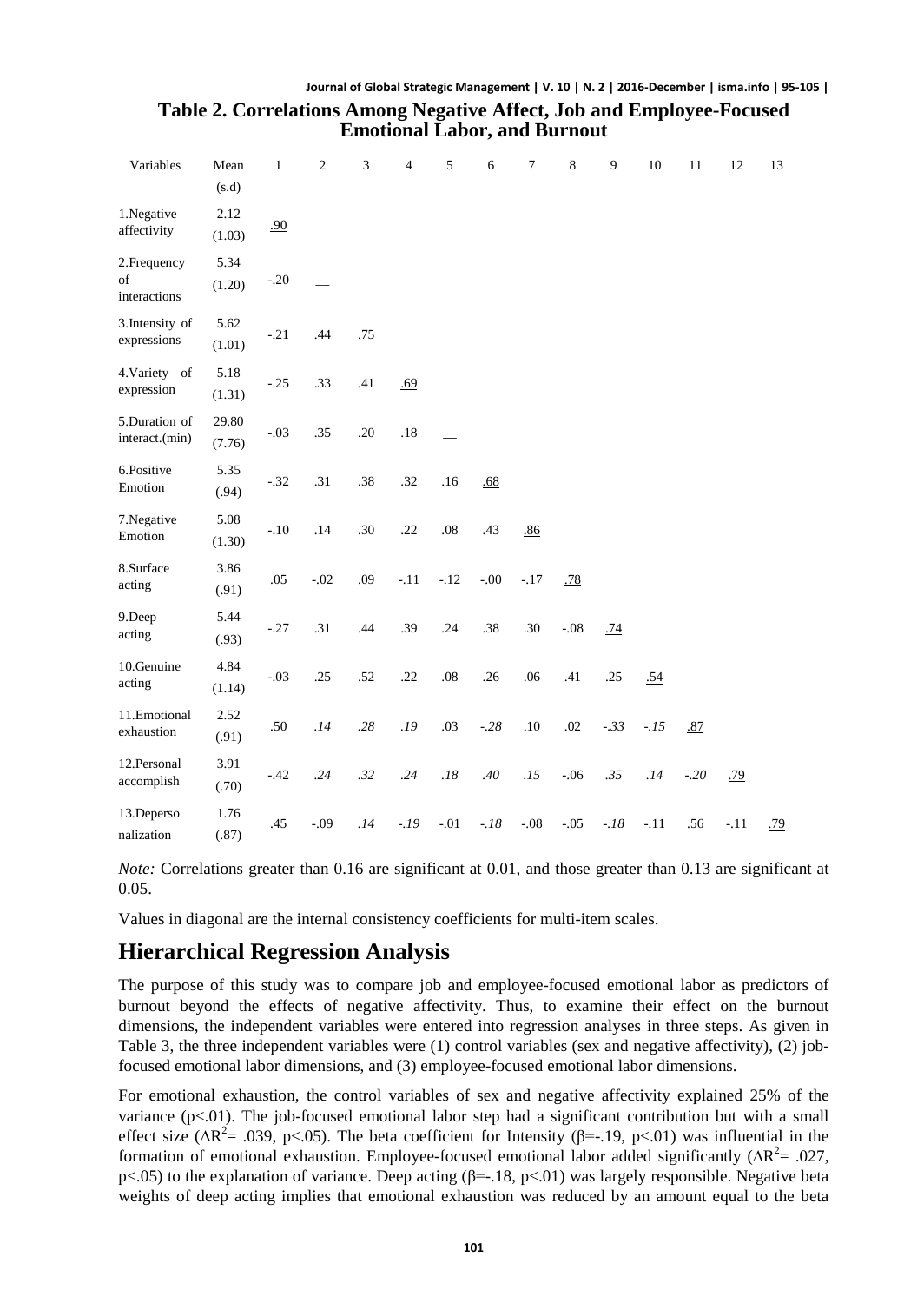**Table 2. Correlations Among Negative Affect, Job and Employee-Focused Emotional Labor, and Burnout**

| Variables | Mean (s.d) | 1 | 2 | 3 | 4 | 5 | 6 | 7 | 8 | 9 | 10 | 11 | 12 | 13 |
|---|---|---|---|---|---|---|---|---|---|---|---|---|---|---|
| 1.Negative affectivity | 2.12 (1.03) | .90 | | | | | | | | | | | | |
| 2.Frequency of interactions | 5.34 (1.20) | -.20 | __ | | | | | | | | | | | |
| 3.Intensity of expressions | 5.62 (1.01) | -.21 | .44 | .75 | | | | | | | | | | |
| 4.Variety of expression | 5.18 (1.31) | -.25 | .33 | .41 | .69 | | | | | | | | | |
| 5.Duration of interact.(min) | 29.80 (7.76) | -.03 | .35 | .20 | .18 | __ | | | | | | | | |
| 6.Positive Emotion | 5.35 (.94) | -.32 | .31 | .38 | .32 | .16 | .68 | | | | | | | |
| 7.Negative Emotion | 5.08 (1.30) | -.10 | .14 | .30 | .22 | .08 | .43 | .86 | | | | | | |
| 8.Surface acting | 3.86 (.91) | .05 | -.02 | .09 | -.11 | -.12 | -.00 | -.17 | .78 | | | | | |
| 9.Deep acting | 5.44 (.93) | -.27 | .31 | .44 | .39 | .24 | .38 | .30 | -.08 | .74 | | | | |
| 10.Genuine acting | 4.84 (1.14) | -.03 | .25 | .52 | .22 | .08 | .26 | .06 | .41 | .25 | .54 | | | |
| 11.Emotional exhaustion | 2.52 (.91) | .50 | *.14* | *.28* | *.19* | .03 | *-.28* | .10 | .02 | *-.33* | *-.15* | .87 | | |
| 12.Personal accomplish | 3.91 (.70) | -.42 | *.24* | *.32* | *.24* | *.18* | *.40* | *.15* | -.06 | *.35* | *.14* | *-.20* | .79 | |
| 13.Depersonalization | 1.76 (.87) | .45 | -.09 | *.14* | *-.19* | -.01 | *-.18* | -.08 | -.05 | *-.18* | -.11 | .56 | -.11 | .79 |

*Note:* Correlations greater than 0.16 significant at 0.01, and those greater than 0.13 are significant at 0.05.

Values in diagonal are the internal consistency coefficients for multi-item scales.

## Hierarchical Regression Analysis

The purpose of this study was to compare job and employee-focused emotional labor as predictors of burnout beyond the effects of negative affectivity. Thus, to examine their effect on the burnout dimensions, the independent variables were entered into regression analyses in three steps. As given in Table 3, the three independent variables were (1) control variables (sex and negative affectivity), (2) job-focused emotional labor dimensions, and (3) employee-focused emotional labor dimensions.

For emotional exhaustion, the control variables of sex and negative affectivity explained 25% of the variance ($p<.01$). The job-focused emotional labor step had a significant contribution but with a small effect size ($\Delta R^2 = .039$, $p<.05$). The beta coefficient for Intensity ($\beta=-.19$, $p<.01$) was influential in the formation of emotional exhaustion. Employee-focused emotional labor added significantly ($\Delta R^2 = .027$, $p<.05$) to the explanation of variance. Deep acting ($\beta=-.18$, $p<.01$) was largely responsible. Negative beta weights of deep acting implies that emotional exhaustion was reduced by an amount equal to the beta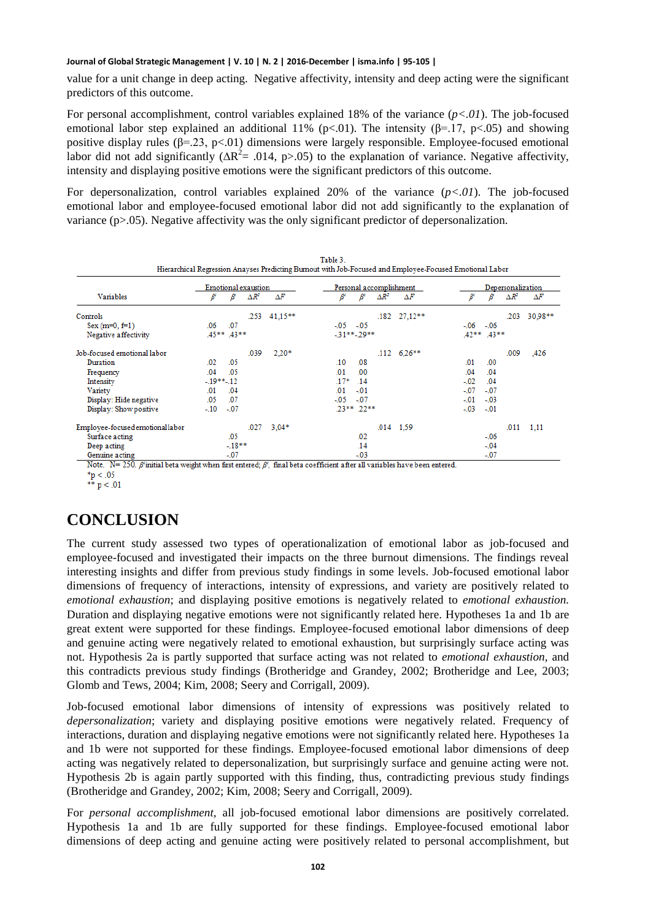value for a unit change in deep acting. Negative affectivity, intensity and deep acting were the significant predictors of this outcome.

For personal accomplishment, control variables explained 18% of the variance (*p<.01*). The job-focused emotional labor step explained an additional 11% (p<.01). The intensity (β=.17, p<.05) and showing positive display rules (β=.23, p<.01) dimensions were largely responsible. Employee-focused emotional labor did not add significantly ($\Delta R^2$= .014, p>.05) to the explanation of variance. Negative affectivity, intensity and displaying positive emotions were the significant predictors of this outcome.

For depersonalization, control variables explained 20% of the variance (*p<.01*). The job-focused emotional labor and employee-focused emotional labor did not add significantly to the explanation of variance (p>.05). Negative affectivity was the only significant predictor of depersonalization.

Table 3.
Hierarchical Regression Anayses Predicting Burnout with Job-Focused and Employee-Focused Emotional Labor

| Variables | Emotional exaustion | | | | Personal accomplishment | | | | Depersonalization | | | |
|---|---|---|---|---|---|---|---|---|---|---|---|---|
| | $\beta^i$ | $\beta^f$ | $\Delta R^2$ | $\Delta F$ | $\beta^i$ | $\beta^f$ | $\Delta R^2$ | $\Delta F$ | $\beta^i$ | $\beta^f$ | $\Delta R^2$ | $\Delta F$ |
| Controls | | | .253 | 41,15** | | | .182 | 27,12** | | | .203 | 30,98** |
| Sex (m=0, f=1) | .06 | .07 | | | -.05 | -.05 | | | -.06 | -.06 | | |
| Negative affectivity | .45** | .43** | | | -.31** | -.29** | | | .42** | .43** | | |
| Job-focused emotional labor | | | .039 | 2,20* | | | .112 | 6,26** | | | .009 | ,426 |
| Duration | .02 | .05 | | | .10 | .08 | | | .01 | .00 | | |
| Frequency | .04 | .05 | | | .01 | .00 | | | .04 | .04 | | |
| Intensity | -.19** | -.12 | | | .17* | .14 | | | -.02 | .04 | | |
| Variety | .01 | .04 | | | .01 | -.01 | | | -.07 | -.07 | | |
| Display: Hide negative | .05 | .07 | | | -.05 | -.07 | | | -.01 | -.03 | | |
| Display: Show positive | -.10 | -.07 | | | .23** | .22** | | | -.03 | -.01 | | |
| Employee-focused emotional labor | | | .027 | 3,04* | | | .014 | 1,59 | | | .011 | 1,11 |
| Surface acting | | .05 | | | | .02 | | | | -.06 | | |
| Deep acting | | -.18** | | | | .14 | | | | -.04 | | |
| Genuine acting | | -.07 | | | | -.03 | | | | -.07 | | |

Note. N= 250. $\beta^i$ initial beta weight when first entered; $\beta^f$, final beta coefficient after all variables have been entered.
*p < .05
** p < .01

# CONCLUSION

The current study assessed two types of operationalization of emotional labor as job-focused and employee-focused and investigated their impacts on the three burnout dimensions. The findings reveal interesting insights and differ from previous study findings in some levels. Job-focused emotional labor dimensions of frequency of interactions, intensity of expressions, and variety are positively related to *emotional exhaustion*; and displaying positive emotions is negatively related to *emotional exhaustion.* Duration and displaying negative emotions were not significantly related here. Hypotheses 1a and 1b are great extent were supported for these findings. Employee-focused emotional labor dimensions of deep and genuine acting were negatively related to emotional exhaustion, but surprisingly surface acting was not. Hypothesis 2a is partly supported that surface acting was not related to *emotional exhaustion*, and this contradicts previous study findings (Brotheridge and Grandey, 2002; Brotheridge and Lee, 2003; Glomb and Tews, 2004; Kim, 2008; Seery and Corrigall, 2009).

Job-focused emotional labor dimensions of intensity of expressions was positively related to *depersonalization*; variety and displaying positive emotions were negatively related. Frequency of interactions, duration and displaying negative emotions were not significantly related here. Hypotheses 1a and 1b were not supported for these findings. Employee-focused emotional labor dimensions of deep acting was negatively related to depersonalization, but surprisingly surface and genuine acting were not. Hypothesis 2b is again partly supported with this finding, thus, contradicting previous study findings (Brotheridge and Grandey, 2002; Kim, 2008; Seery and Corrigall, 2009).

For *personal accomplishment*, all job-focused emotional labor dimensions are positively correlated. Hypothesis 1a and 1b are fully supported for these findings. Employee-focused emotional labor dimensions of deep acting and genuine acting were positively related to personal accomplishment, but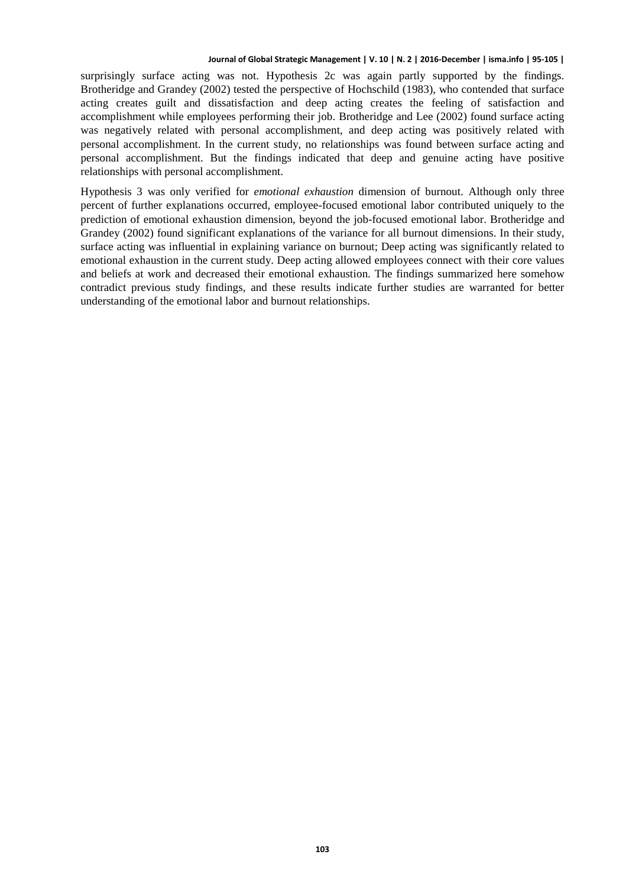surprisingly surface acting was not. Hypothesis 2c was again partly supported by the findings. Brotheridge and Grandey (2002) tested the perspective of Hochschild (1983), who contended that surface acting creates guilt and dissatisfaction and deep acting creates the feeling of satisfaction and accomplishment while employees performing their job. Brotheridge and Lee (2002) found surface acting was negatively related with personal accomplishment, and deep acting was positively related with personal accomplishment. In the current study, no relationships was found between surface acting and personal accomplishment. But the findings indicated that deep and genuine acting have positive relationships with personal accomplishment.

Hypothesis 3 was only verified for *emotional exhaustion* dimension of burnout. Although only three percent of further explanations occurred, employee-focused emotional labor contributed uniquely to the prediction of emotional exhaustion dimension, beyond the job-focused emotional labor. Brotheridge and Grandey (2002) found significant explanations of the variance for all burnout dimensions. In their study, surface acting was influential in explaining variance on burnout; Deep acting was significantly related to emotional exhaustion in the current study. Deep acting allowed employees connect with their core values and beliefs at work and decreased their emotional exhaustion. The findings summarized here somehow contradict previous study findings, and these results indicate further studies are warranted for better understanding of the emotional labor and burnout relationships.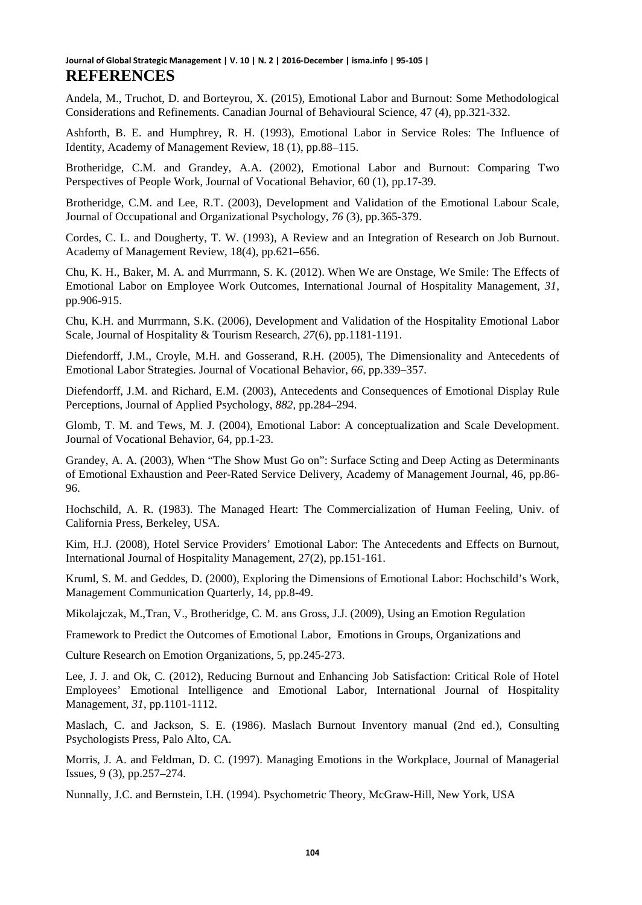# REFERENCES

Andela, M., Truchot, D. and Borteyrou, X. (2015), Emotional Labor and Burnout: Some Methodological Considerations and Refinements. Canadian Journal of Behavioural Science, 47 (4), pp.321-332.

Ashforth, B. E. and Humphrey, R. H. (1993), Emotional Labor in Service Roles: The Influence of Identity, Academy of Management Review, 18 (1), pp.88–115.

Brotheridge, C.M. and Grandey, A.A. (2002), Emotional Labor and Burnout: Comparing Two Perspectives of People Work, Journal of Vocational Behavior, 60 (1), pp.17-39.

Brotheridge, C.M. and Lee, R.T. (2003), Development and Validation of the Emotional Labour Scale, Journal of Occupational and Organizational Psychology, *76* (3), pp.365-379.

Cordes, C. L. and Dougherty, T. W. (1993), A Review and an Integration of Research on Job Burnout. Academy of Management Review, 18(4), pp.621–656.

Chu, K. H., Baker, M. A. and Murrmann, S. K. (2012). When We are Onstage, We Smile: The Effects of Emotional Labor on Employee Work Outcomes, International Journal of Hospitality Management, *31*, pp.906-915.

Chu, K.H. and Murrmann, S.K. (2006), Development and Validation of the Hospitality Emotional Labor Scale, Journal of Hospitality & Tourism Research, *27*(6), pp.1181-1191.

Diefendorff, J.M., Croyle, M.H. and Gosserand, R.H. (2005), The Dimensionality and Antecedents of Emotional Labor Strategies. Journal of Vocational Behavior, *66*, pp.339–357.

Diefendorff, J.M. and Richard, E.M. (2003), Antecedents and Consequences of Emotional Display Rule Perceptions, Journal of Applied Psychology, *882*, pp.284–294.

Glomb, T. M. and Tews, M. J. (2004), Emotional Labor: A conceptualization and Scale Development. Journal of Vocational Behavior, 64, pp.1-23.

Grandey, A. A. (2003), When "The Show Must Go on": Surface Scting and Deep Acting as Determinants of Emotional Exhaustion and Peer-Rated Service Delivery, Academy of Management Journal, 46, pp.86-96.

Hochschild, A. R. (1983). The Managed Heart: The Commercialization of Human Feeling, Univ. of California Press, Berkeley, USA.

Kim, H.J. (2008), Hotel Service Providers' Emotional Labor: The Antecedents and Effects on Burnout, International Journal of Hospitality Management, 27(2), pp.151-161.

Kruml, S. M. and Geddes, D. (2000), Exploring the Dimensions of Emotional Labor: Hochschild's Work, Management Communication Quarterly, 14, pp.8-49.

Mikolajczak, M.,Tran, V., Brotheridge, C. M. ans Gross, J.J. (2009), Using an Emotion Regulation Framework to Predict the Outcomes of Emotional Labor, Emotions in Groups, Organizations and Culture Research on Emotion Organizations, 5, pp.245-273.

Lee, J. J. and Ok, C. (2012), Reducing Burnout and Enhancing Job Satisfaction: Critical Role of Hotel Employees' Emotional Intelligence and Emotional Labor, International Journal of Hospitality Management, *31*, pp.1101-1112.

Maslach, C. and Jackson, S. E. (1986). Maslach Burnout Inventory manual (2nd ed.), Consulting Psychologists Press, Palo Alto, CA.

Morris, J. A. and Feldman, D. C. (1997). Managing Emotions in the Workplace, Journal of Managerial Issues, 9 (3), pp.257–274.

Nunnally, J.C. and Bernstein, I.H. (1994). Psychometric Theory, McGraw-Hill, New York, USA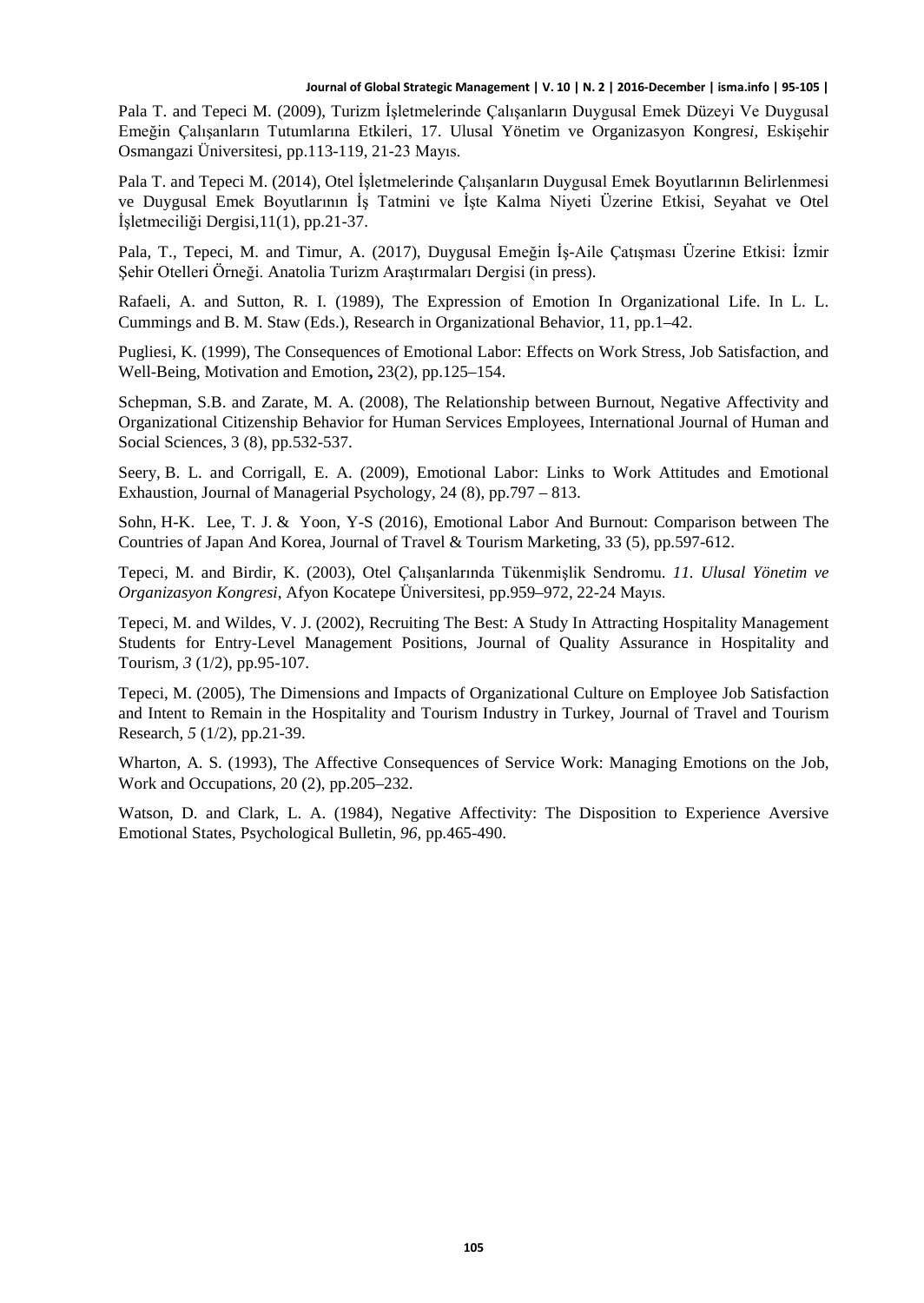Pala T. and Tepeci M. (2009), Turizm İşletmelerinde Çalışanların Duygusal Emek Düzeyi Ve Duygusal Emeğin Çalışanların Tutumlarına Etkileri, 17. Ulusal Yönetim ve Organizasyon Kongres*i*, Eskişehir Osmangazi Üniversitesi, pp.113-119, 21-23 Mayıs.

Pala T. and Tepeci M. (2014), Otel İşletmelerinde Çalışanların Duygusal Emek Boyutlarının Belirlenmesi ve Duygusal Emek Boyutlarının İş Tatmini ve İşte Kalma Niyeti Üzerine Etkisi, Seyahat ve Otel İşletmeciliği Dergisi,11(1), pp.21-37.

Pala, T., Tepeci, M. and Timur, A. (2017), Duygusal Emeğin İş-Aile Çatışması Üzerine Etkisi: İzmir Şehir Otelleri Örneği. Anatolia Turizm Araştırmaları Dergisi (in press).

Rafaeli, A. and Sutton, R. I. (1989), The Expression of Emotion In Organizational Life. In L. L. Cummings and B. M. Staw (Eds.), Research in Organizational Behavior, 11, pp.1–42.

Pugliesi, K. (1999), The Consequences of Emotional Labor: Effects on Work Stress, Job Satisfaction, and Well-Being, Motivation and Emotion**,** 23(2), pp.125–154.

Schepman, S.B. and Zarate, M. A. (2008), The Relationship between Burnout, Negative Affectivity and Organizational Citizenship Behavior for Human Services Employees, International Journal of Human and Social Sciences, 3 (8), pp.532-537.

Seery, B. L. and Corrigall, E. A. (2009), Emotional Labor: Links to Work Attitudes and Emotional Exhaustion, Journal of Managerial Psychology, 24 (8), pp.797 – 813.

Sohn, H-K. Lee, T. J. & Yoon, Y-S (2016), Emotional Labor And Burnout: Comparison between The Countries of Japan And Korea, Journal of Travel & Tourism Marketing, 33 (5), pp.597-612.

Tepeci, M. and Birdir, K. (2003), Otel Çalışanlarında Tükenmişlik Sendromu. *11. Ulusal Yönetim ve Organizasyon Kongresi*, Afyon Kocatepe Üniversitesi, pp.959–972, 22-24 Mayıs.

Tepeci, M. and Wildes, V. J. (2002), Recruiting The Best: A Study In Attracting Hospitality Management Students for Entry-Level Management Positions, Journal of Quality Assurance in Hospitality and Tourism, *3* (1/2), pp.95-107.

Tepeci, M. (2005), The Dimensions and Impacts of Organizational Culture on Employee Job Satisfaction and Intent to Remain in the Hospitality and Tourism Industry in Turkey, Journal of Travel and Tourism Research, *5* (1/2), pp.21-39.

Wharton, A. S. (1993), The Affective Consequences of Service Work: Managing Emotions on the Job, Work and Occupations, 20 (2), pp.205–232.

Watson, D. and Clark, L. A. (1984), Negative Affectivity: The Disposition to Experience Aversive Emotional States, Psychological Bulletin, *96*, pp.465-490.